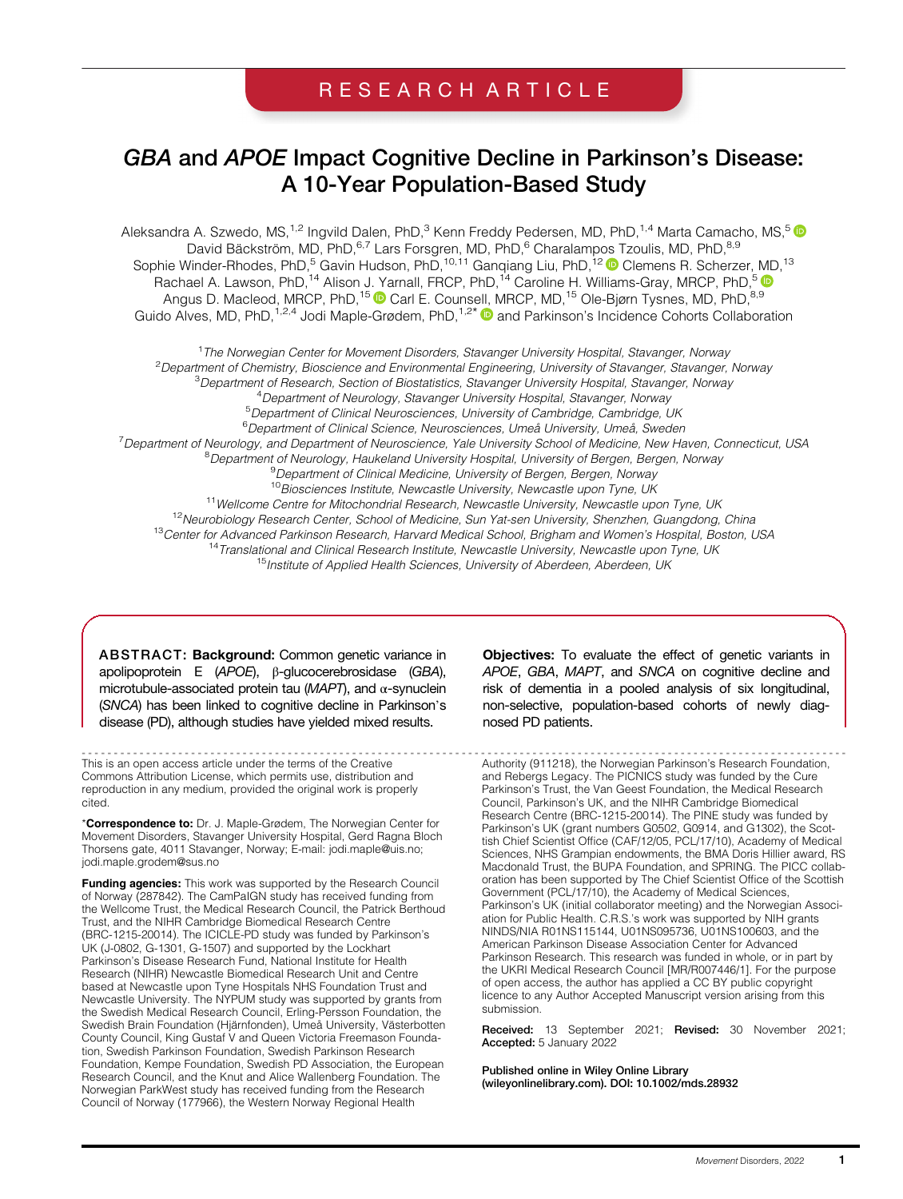RESEARCH ARTICLE

# *GBA* and *APOE* Impact Cognitive Decline in Parkinson's Disease: A 10-Year Population-Based Study

Aleksandra A. Szwedo, MS,[1,2] Ingvild Dalen, PhD,[3] Kenn Freddy Pedersen, MD, PhD,[1,4] Marta Camacho, MS,[5] David Bäckström, MD, PhD,[6,7] Lars Forsgren, MD, PhD,[6] Charalampos Tzoulis, MD, PhD,[8,9] Sophie Winder-Rhodes, PhD,[5] Gavin Hudson, PhD,[10,11] Ganqiang Liu, PhD,[12] Clemens R. Scherzer, MD,[13] Rachael A. Lawson, PhD,[14] Alison J. Yarnall, FRCP, PhD,[14] Caroline H. Williams-Gray, MRCP, PhD,[5] Angus D. Macleod, MRCP, PhD,[15] Carl E. Counsell, MRCP, MD,[15] Ole-Bjørn Tysnes, MD, PhD,[8,9] Guido Alves, MD, PhD,[1,2,4] Jodi Maple-Grødem, PhD,[1,2*] and Parkinson's Incidence Cohorts Collaboration

[1]*The Norwegian Center for Movement Disorders, Stavanger University Hospital, Stavanger, Norway*
[2]*Department of Chemistry, Bioscience and Environmental Engineering, University of Stavanger, Stavanger, Norway*
[3]*Department of Research, Section of Biostatistics, Stavanger University Hospital, Stavanger, Norway*
[4]*Department of Neurology, Stavanger University Hospital, Stavanger, Norway*
[5]*Department of Clinical Neurosciences, University of Cambridge, Cambridge, UK*
[6]*Department of Clinical Science, Neurosciences, Umeå University, Umeå, Sweden*
[7]*Department of Neurology, and Department of Neuroscience, Yale University School of Medicine, New Haven, Connecticut, USA*
[8]*Department of Neurology, Haukeland University Hospital, University of Bergen, Bergen, Norway*
[9]*Department of Clinical Medicine, University of Bergen, Bergen, Norway*
[10]*Biosciences Institute, Newcastle University, Newcastle upon Tyne, UK*
[11]*Wellcome Centre for Mitochondrial Research, Newcastle University, Newcastle upon Tyne, UK*
[12]*Neurobiology Research Center, School of Medicine, Sun Yat-sen University, Shenzhen, Guangdong, China*
[13]*Center for Advanced Parkinson Research, Harvard Medical School, Brigham and Women's Hospital, Boston, USA*
[14]*Translational and Clinical Research Institute, Newcastle University, Newcastle upon Tyne, UK*
[15]*Institute of Applied Health Sciences, University of Aberdeen, Aberdeen, UK*

**ABSTRACT: Background:** Common genetic variance in apolipoprotein E (*APOE*), β-glucocerebrosidase (*GBA*), microtubule-associated protein tau (*MAPT*), and α-synuclein (*SNCA*) has been linked to cognitive decline in Parkinson's disease (PD), although studies have yielded mixed results.

**Objectives:** To evaluate the effect of genetic variants in *APOE*, *GBA*, *MAPT*, and *SNCA* on cognitive decline and risk of dementia in a pooled analysis of six longitudinal, non-selective, population-based cohorts of newly diagnosed PD patients.

---

This is an open access article under the terms of the Creative Commons Attribution License, which permits use, distribution and reproduction in any medium, provided the original work is properly cited.

***Correspondence to:** Dr. J. Maple-Grødem, The Norwegian Center for Movement Disorders, Stavanger University Hospital, Gerd Ragna Bloch Thorsens gate, 4011 Stavanger, Norway; E-mail: jodi.maple@uis.no; jodi.maple.grodem@sus.no

**Funding agencies:** This work was supported by the Research Council of Norway (287842). The CamPaIGN study has received funding from the Wellcome Trust, the Medical Research Council, the Patrick Berthoud Trust, and the NIHR Cambridge Biomedical Research Centre (BRC-1215-20014). The ICICLE-PD study was funded by Parkinson's UK (J-0802, G-1301, G-1507) and supported by the Lockhart Parkinson's Disease Research Fund, National Institute for Health Research (NIHR) Newcastle Biomedical Research Unit and Centre based at Newcastle upon Tyne Hospitals NHS Foundation Trust and Newcastle University. The NYPUM study was supported by grants from the Swedish Medical Research Council, Erling-Persson Foundation, the Swedish Brain Foundation (Hjärnfonden), Umeå University, Västerbotten County Council, King Gustaf V and Queen Victoria Freemason Foundation, Swedish Parkinson Foundation, Swedish Parkinson Research Foundation, Kempe Foundation, Swedish PD Association, the European Research Council, and the Knut and Alice Wallenberg Foundation. The Norwegian ParkWest study has received funding from the Research Council of Norway (177966), the Western Norway Regional Health Authority (911218), the Norwegian Parkinson's Research Foundation, and Rebergs Legacy. The PICNICS study was funded by the Cure Parkinson's Trust, the Van Geest Foundation, the Medical Research Council, Parkinson's UK, and the NIHR Cambridge Biomedical Research Centre (BRC-1215-20014). The PINE study was funded by Parkinson's UK (grant numbers G0502, G0914, and G1302), the Scottish Chief Scientist Office (CAF/12/05, PCL/17/10), Academy of Medical Sciences, NHS Grampian endowments, the BMA Doris Hillier award, RS Macdonald Trust, the BUPA Foundation, and SPRING. The PICC collaboration has been supported by The Chief Scientist Office of the Scottish Government (PCL/17/10), the Academy of Medical Sciences, Parkinson's UK (initial collaborator meeting) and the Norwegian Association for Public Health. C.R.S.'s work was supported by NIH grants NINDS/NIA R01NS115144, U01NS095736, U01NS100603, and the American Parkinson Disease Association Center for Advanced Parkinson Research. This research was funded in whole, or in part by the UKRI Medical Research Council [MR/R007446/1]. For the purpose of open access, the author has applied a CC BY public copyright licence to any Author Accepted Manuscript version arising from this submission.

**Received:** 13 September 2021; **Revised:** 30 November 2021; **Accepted:** 5 January 2022

**Published online in Wiley Online Library (wileyonlinelibrary.com). DOI: 10.1002/mds.28932**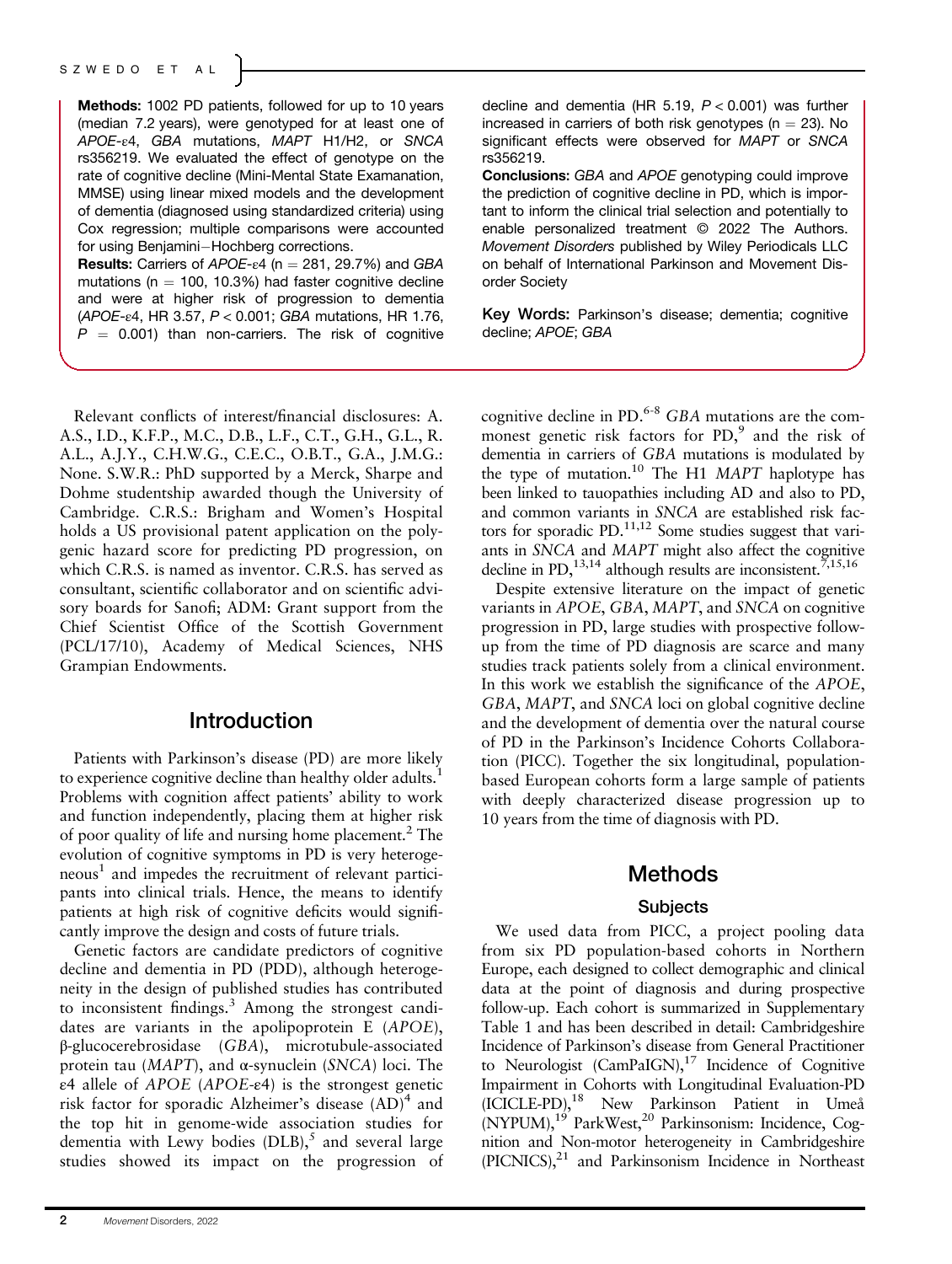**Methods:** 1002 PD patients, followed for up to 10 years (median 7.2 years), were genotyped for at least one of *APOE*-ε4, *GBA* mutations, *MAPT* H1/H2, or *SNCA* rs356219. We evaluated the effect of genotype on the rate of cognitive decline (Mini-Mental State Examanation, MMSE) using linear mixed models and the development of dementia (diagnosed using standardized criteria) using Cox regression; multiple comparisons were accounted for using Benjamini−Hochberg corrections.

**Results:** Carriers of *APOE*-ε4 (n = 281, 29.7%) and *GBA* mutations (n = 100, 10.3%) had faster cognitive decline and were at higher risk of progression to dementia (*APOE*-ε4, HR 3.57, $P < 0.001$; *GBA* mutations, HR 1.76, $P = 0.001$) than non-carriers. The risk of cognitive decline and dementia (HR 5.19, $P < 0.001$) was further increased in carriers of both risk genotypes (n = 23). No significant effects were observed for *MAPT* or *SNCA* rs356219.

**Conclusions:** *GBA* and *APOE* genotyping could improve the prediction of cognitive decline in PD, which is important to inform the clinical trial selection and potentially to enable personalized treatment © 2022 The Authors. *Movement Disorders* published by Wiley Periodicals LLC on behalf of International Parkinson and Movement Disorder Society

**Key Words:** Parkinson's disease; dementia; cognitive decline; *APOE*; *GBA*

Relevant conflicts of interest/financial disclosures: A. A.S., I.D., K.F.P., M.C., D.B., L.F., C.T., G.H., G.L., R. A.L., A.J.Y., C.H.W.G., C.E.C., O.B.T., G.A., J.M.G.: None. S.W.R.: PhD supported by a Merck, Sharpe and Dohme studentship awarded though the University of Cambridge. C.R.S.: Brigham and Women's Hospital holds a US provisional patent application on the polygenic hazard score for predicting PD progression, on which C.R.S. is named as inventor. C.R.S. has served as consultant, scientific collaborator and on scientific advisory boards for Sanofi; ADM: Grant support from the Chief Scientist Office of the Scottish Government (PCL/17/10), Academy of Medical Sciences, NHS Grampian Endowments.

## Introduction

Patients with Parkinson's disease (PD) are more likely to experience cognitive decline than healthy older adults.[1] Problems with cognition affect patients' ability to work and function independently, placing them at higher risk of poor quality of life and nursing home placement.[2] The evolution of cognitive symptoms in PD is very heterogeneous[1] and impedes the recruitment of relevant participants into clinical trials. Hence, the means to identify patients at high risk of cognitive deficits would significantly improve the design and costs of future trials.

Genetic factors are candidate predictors of cognitive decline and dementia in PD (PDD), although heterogeneity in the design of published studies has contributed to inconsistent findings.[3] Among the strongest candidates are variants in the apolipoprotein E (*APOE*), β-glucocerebrosidase (*GBA*), microtubule-associated protein tau (*MAPT*), and α-synuclein (*SNCA*) loci. The ε4 allele of *APOE* (*APOE*-ε4) is the strongest genetic risk factor for sporadic Alzheimer's disease (AD)[4] and the top hit in genome-wide association studies for dementia with Lewy bodies (DLB),[5] and several large studies showed its impact on the progression of cognitive decline in PD.[6-8] *GBA* mutations are the commonest genetic risk factors for PD,[9] and the risk of dementia in carriers of *GBA* mutations is modulated by the type of mutation.[10] The H1 *MAPT* haplotype has been linked to tauopathies including AD and also to PD, and common variants in *SNCA* are established risk factors for sporadic PD.[11,12] Some studies suggest that variants in *SNCA* and *MAPT* might also affect the cognitive decline in PD,[13,14] although results are inconsistent.[7,15,16]

Despite extensive literature on the impact of genetic variants in *APOE*, *GBA*, *MAPT*, and *SNCA* on cognitive progression in PD, large studies with prospective follow-up from the time of PD diagnosis are scarce and many studies track patients solely from a clinical environment. In this work we establish the significance of the *APOE*, *GBA*, *MAPT*, and *SNCA* loci on global cognitive decline and the development of dementia over the natural course of PD in the Parkinson's Incidence Cohorts Collaboration (PICC). Together the six longitudinal, population-based European cohorts form a large sample of patients with deeply characterized disease progression up to 10 years from the time of diagnosis with PD.

## Methods

### Subjects

We used data from PICC, a project pooling data from six PD population-based cohorts in Northern Europe, each designed to collect demographic and clinical data at the point of diagnosis and during prospective follow-up. Each cohort is summarized in Supplementary Table 1 and has been described in detail: Cambridgeshire Incidence of Parkinson's disease from General Practitioner to Neurologist (CamPaIGN),[17] Incidence of Cognitive Impairment in Cohorts with Longitudinal Evaluation-PD (ICICLE-PD),[18] New Parkinson Patient in Umeå (NYPUM),[19] ParkWest,[20] Parkinsonism: Incidence, Cognition and Non-motor heterogeneity in Cambridgeshire (PICNICS),[21] and Parkinsonism Incidence in Northeast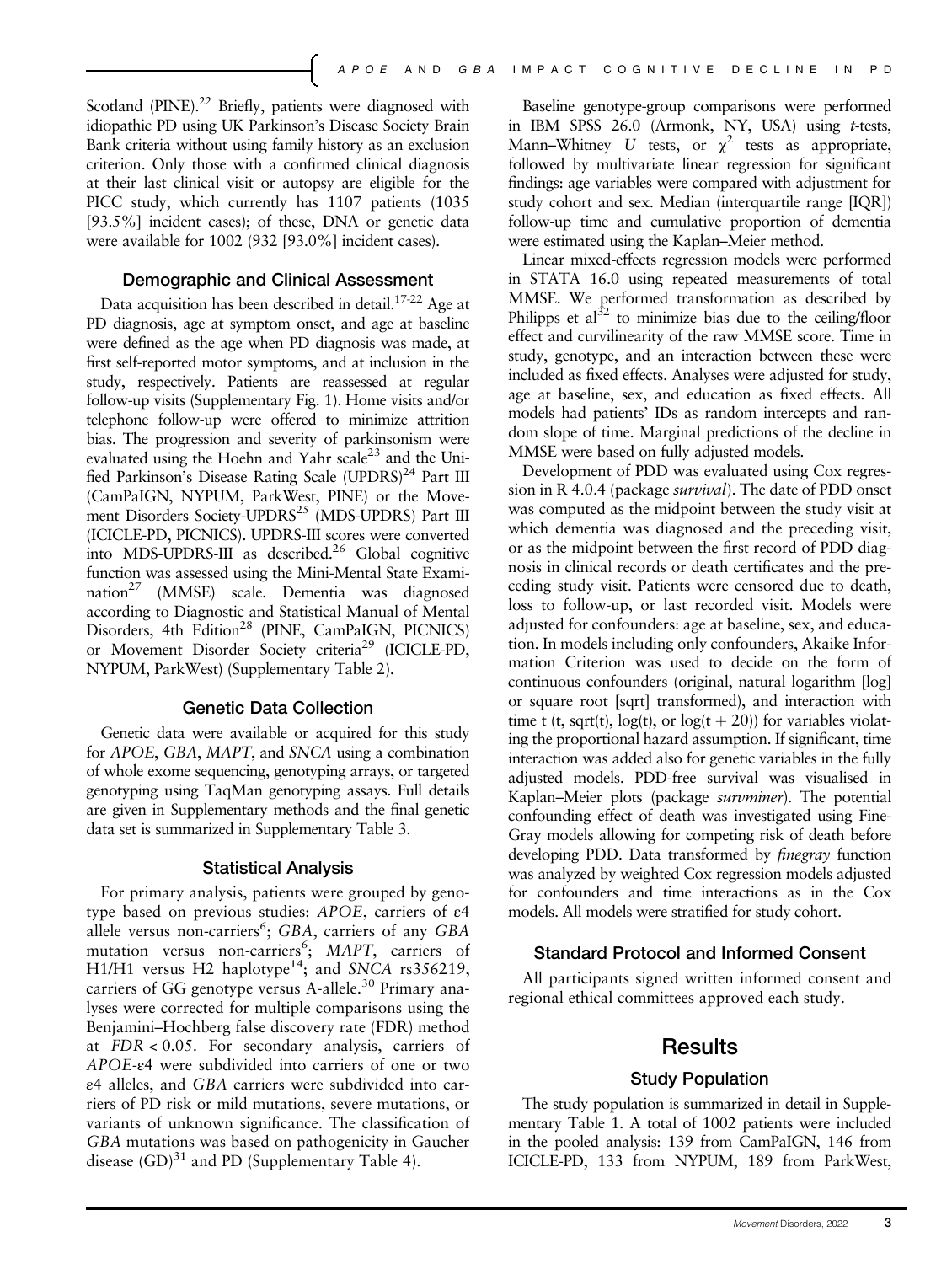Scotland (PINE).[22] Briefly, patients were diagnosed with idiopathic PD using UK Parkinson's Disease Society Brain Bank criteria without using family history as an exclusion criterion. Only those with a confirmed clinical diagnosis at their last clinical visit or autopsy are eligible for the PICC study, which currently has 1107 patients (1035 [93.5%] incident cases); of these, DNA or genetic data were available for 1002 (932 [93.0%] incident cases).

### Demographic and Clinical Assessment

Data acquisition has been described in detail.[17-22] Age at PD diagnosis, age at symptom onset, and age at baseline were defined as the age when PD diagnosis was made, at first self-reported motor symptoms, and at inclusion in the study, respectively. Patients are reassessed at regular follow-up visits (Supplementary Fig. 1). Home visits and/or telephone follow-up were offered to minimize attrition bias. The progression and severity of parkinsonism were evaluated using the Hoehn and Yahr scale[23] and the Unified Parkinson's Disease Rating Scale (UPDRS)[24] Part III (CamPaIGN, NYPUM, ParkWest, PINE) or the Movement Disorders Society-UPDRS[25] (MDS-UPDRS) Part III (ICICLE-PD, PICNICS). UPDRS-III scores were converted into MDS-UPDRS-III as described.[26] Global cognitive function was assessed using the Mini-Mental State Examination[27] (MMSE) scale. Dementia was diagnosed according to Diagnostic and Statistical Manual of Mental Disorders, 4th Edition[28] (PINE, CamPaIGN, PICNICS) or Movement Disorder Society criteria[29] (ICICLE-PD, NYPUM, ParkWest) (Supplementary Table 2).

### Genetic Data Collection

Genetic data were available or acquired for this study for *APOE*, *GBA*, *MAPT*, and *SNCA* using a combination of whole exome sequencing, genotyping arrays, or targeted genotyping using TaqMan genotyping assays. Full details are given in Supplementary methods and the final genetic data set is summarized in Supplementary Table 3.

### Statistical Analysis

For primary analysis, patients were grouped by genotype based on previous studies: *APOE*, carriers of ε4 allele versus non-carriers[6]; *GBA*, carriers of any *GBA* mutation versus non-carriers[6]; *MAPT*, carriers of H1/H1 versus H2 haplotype[14]; and *SNCA* rs356219, carriers of GG genotype versus A-allele.[30] Primary analyses were corrected for multiple comparisons using the Benjamini–Hochberg false discovery rate (FDR) method at $FDR < 0.05$. For secondary analysis, carriers of *APOE*-ε4 were subdivided into carriers of one or two ε4 alleles, and *GBA* carriers were subdivided into carriers of PD risk or mild mutations, severe mutations, or variants of unknown significance. The classification of *GBA* mutations was based on pathogenicity in Gaucher disease (GD)[31] and PD (Supplementary Table 4).

Baseline genotype-group comparisons were performed in IBM SPSS 26.0 (Armonk, NY, USA) using *t*-tests, Mann–Whitney *U* tests, or $\chi^2$ tests as appropriate, followed by multivariate linear regression for significant findings: age variables were compared with adjustment for study cohort and sex. Median (interquartile range [IQR]) follow-up time and cumulative proportion of dementia were estimated using the Kaplan–Meier method.

Linear mixed-effects regression models were performed in STATA 16.0 using repeated measurements of total MMSE. We performed transformation as described by Philipps et al[32] to minimize bias due to the ceiling/floor effect and curvilinearity of the raw MMSE score. Time in study, genotype, and an interaction between these were included as fixed effects. Analyses were adjusted for study, age at baseline, sex, and education as fixed effects. All models had patients' IDs as random intercepts and random slope of time. Marginal predictions of the decline in MMSE were based on fully adjusted models.

Development of PDD was evaluated using Cox regression in R 4.0.4 (package *survival*). The date of PDD onset was computed as the midpoint between the study visit at which dementia was diagnosed and the preceding visit, or as the midpoint between the first record of PDD diagnosis in clinical records or death certificates and the preceding study visit. Patients were censored due to death, loss to follow-up, or last recorded visit. Models were adjusted for confounders: age at baseline, sex, and education. In models including only confounders, Akaike Information Criterion was used to decide on the form of continuous confounders (original, natural logarithm [log] or square root [sqrt] transformed), and interaction with time t (t, sqrt(t), log(t), or log(t + 20)) for variables violating the proportional hazard assumption. If significant, time interaction was added also for genetic variables in the fully adjusted models. PDD-free survival was visualised in Kaplan–Meier plots (package *survminer*). The potential confounding effect of death was investigated using Fine-Gray models allowing for competing risk of death before developing PDD. Data transformed by *finegray* function was analyzed by weighted Cox regression models adjusted for confounders and time interactions as in the Cox models. All models were stratified for study cohort.

### Standard Protocol and Informed Consent

All participants signed written informed consent and regional ethical committees approved each study.

## Results

### Study Population

The study population is summarized in detail in Supplementary Table 1. A total of 1002 patients were included in the pooled analysis: 139 from CamPaIGN, 146 from ICICLE-PD, 133 from NYPUM, 189 from ParkWest,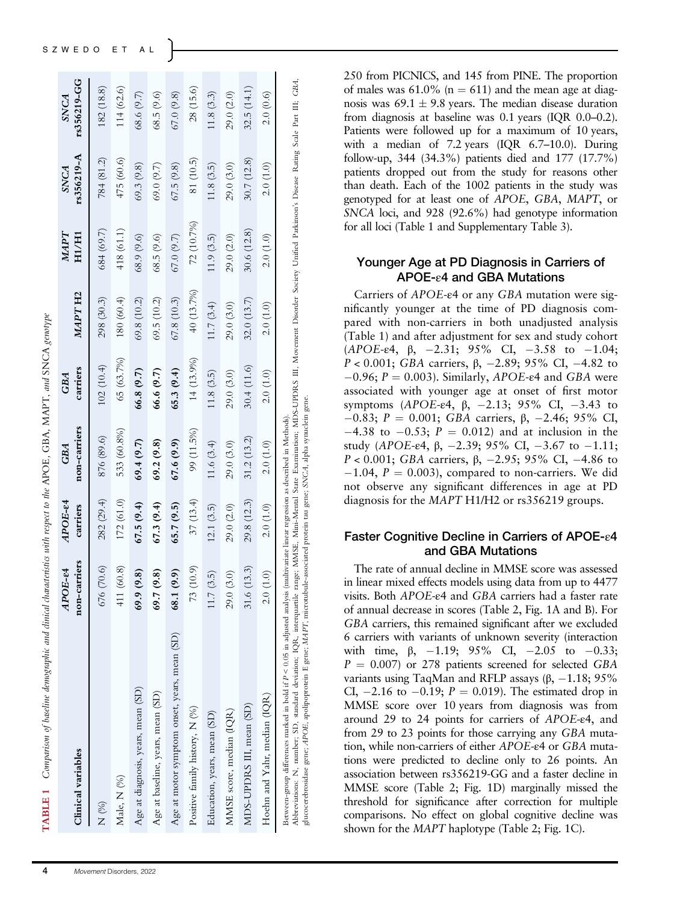**TABLE 1** *Comparison of baseline demographic and clinical characteristics with respect to the APOE, GBA, MAPT, and SNCA genotype*

| Clinical variables | *APOE*-ε4 non-carriers | *APOE*-ε4 carriers | *GBA* non-carriers | *GBA* carriers | *MAPT* H2 | *MAPT* H1/H1 | *SNCA* rs356219-A | *SNCA* rs356219-GG |
|---|---|---|---|---|---|---|---|---|
| N (%) | 676 (70.6) | 282 (29.4) | 876 (89.6) | 102 (10.4) | 298 (30.3) | 684 (69.7) | 784 (81.2) | 182 (18.8) |
| Male, N (%) | 411 (60.8) | 172 (61.0) | 533 (60.8%) | 65 (63.7%) | 180 (60.4) | 418 (61.1) | 475 (60.6) | 114 (62.6) |
| Age at diagnosis, years, mean (SD) | **69.9 (9.8)** | **67.5 (9.4)** | **69.4 (9.7)** | **66.8 (9.7)** | 69.8 (10.2) | 68.9 (9.6) | 69.3 (9.8) | 68.6 (9.7) |
| Age at baseline, years, mean (SD) | **69.7 (9.8)** | **67.3 (9.4)** | **69.2 (9.8)** | **66.6 (9.7)** | 69.5 (10.2) | 68.5 (9.6) | 69.0 (9.7) | 68.5 (9.6) |
| Age at motor symptom onset, years, mean (SD) | **68.1 (9.9)** | **65.7 (9.5)** | **67.6 (9.9)** | **65.3 (9.4)** | 67.8 (10.3) | 67.0 (9.7) | 67.5 (9.8) | 67.0 (9.8) |
| Positive family history, N (%) | 73 (10.9) | 37 (13.4) | 99 (11.5%) | 14 (13.9%) | 40 (13.7%) | 72 (10.7%) | 81 (10.5) | 28 (15.6) |
| Education, years, mean (SD) | 11.7 (3.5) | 12.1 (3.5) | 11.6 (3.4) | 11.8 (3.5) | 11.7 (3.4) | 11.9 (3.5) | 11.8 (3.5) | 11.8 (3.3) |
| MMSE score, median (IQR) | 29.0 (3.0) | 29.0 (2.0) | 29.0 (3.0) | 29.0 (3.0) | 29.0 (3.0) | 29.0 (2.0) | 29.0 (3.0) | 29.0 (2.0) |
| MDS-UPDRS III, mean (SD) | 31.6 (13.3) | 29.8 (12.3) | 31.2 (13.2) | 30.4 (11.6) | 32.0 (13.7) | 30.6 (12.8) | 30.7 (12.8) | 32.5 (14.1) |
| Hoehn and Yahr, median (IQR) | 2.0 (1.0) | 2.0 (1.0) | 2.0 (1.0) | 2.0 (1.0) | 2.0 (1.0) | 2.0 (1.0) | 2.0 (1.0) | 2.0 (0.6) |

Between-group differences marked in bold if $P < 0.05$ in adjusted analysis (multivariate linear regression as described in Methods).
Abbreviations: N, number; SD, standard deviation; IQR, interquartile range; MMSE, Mini-Mental State Examination; MDS-UPDRS III, Movement Disorder Society Unified Parkinson's Disease Rating Scale Part III; *GBA*, glucocerebrosidase gene; *APOE*, apolipoprotein E gene; *MAPT*, microtubule-associated protein tau gene; *SNCA*, alpha synuclein gene.

250 from PICNICS, and 145 from PINE. The proportion of males was 61.0% (n = 611) and the mean age at diagnosis was 69.1 ± 9.8 years. The median disease duration from diagnosis at baseline was 0.1 years (IQR 0.0–0.2). Patients were followed up for a maximum of 10 years, with a median of 7.2 years (IQR 6.7–10.0). During follow-up, 344 (34.3%) patients died and 177 (17.7%) patients dropped out from the study for reasons other than death. Each of the 1002 patients in the study was genotyped for at least one of *APOE*, *GBA*, *MAPT*, or *SNCA* loci, and 928 (92.6%) had genotype information for all loci (Table 1 and Supplementary Table 3).

## Younger Age at PD Diagnosis in Carriers of APOE-ε4 and GBA Mutations

Carriers of *APOE*-ε4 or any *GBA* mutation were significantly younger at the time of PD diagnosis compared with non-carriers in both unadjusted analysis (Table 1) and after adjustment for sex and study cohort (*APOE*-ε4, β, −2.31; 95% CI, −3.58 to −1.04; $P < 0.001$; *GBA* carriers, β, −2.89; 95% CI, −4.82 to −0.96; $P = 0.003$). Similarly, *APOE*-ε4 and *GBA* were associated with younger age at onset of first motor symptoms (*APOE*-ε4, β, −2.13; 95% CI, −3.43 to −0.83; $P = 0.001$; *GBA* carriers, β, −2.46; 95% CI, −4.38 to −0.53; $P = 0.012$) and at inclusion in the study (*APOE*-ε4, β, −2.39; 95% CI, −3.67 to −1.11; $P < 0.001$; *GBA* carriers, β, −2.95; 95% CI, −4.86 to −1.04, $P = 0.003$), compared to non-carriers. We did not observe any significant differences in age at PD diagnosis for the *MAPT* H1/H2 or rs356219 groups.

## Faster Cognitive Decline in Carriers of APOE-ε4 and GBA Mutations

The rate of annual decline in MMSE score was assessed in linear mixed effects models using data from up to 4477 visits. Both *APOE*-ε4 and *GBA* carriers had a faster rate of annual decrease in scores (Table 2, Fig. 1A and B). For *GBA* carriers, this remained significant after we excluded 6 carriers with variants of unknown severity (interaction with time, β, −1.19; 95% CI, −2.05 to −0.33; $P = 0.007$) or 278 patients screened for selected *GBA* variants using TaqMan and RFLP assays (β, −1.18; 95% CI, −2.16 to −0.19; $P = 0.019$). The estimated drop in MMSE score over 10 years from diagnosis was from around 29 to 24 points for carriers of *APOE*-ε4, and from 29 to 23 points for those carrying any *GBA* mutation, while non-carriers of either *APOE*-ε4 or *GBA* mutations were predicted to decline only to 26 points. An association between rs356219-GG and a faster decline in MMSE score (Table 2; Fig. 1D) marginally missed the threshold for significance after correction for multiple comparisons. No effect on global cognitive decline was shown for the *MAPT* haplotype (Table 2; Fig. 1C).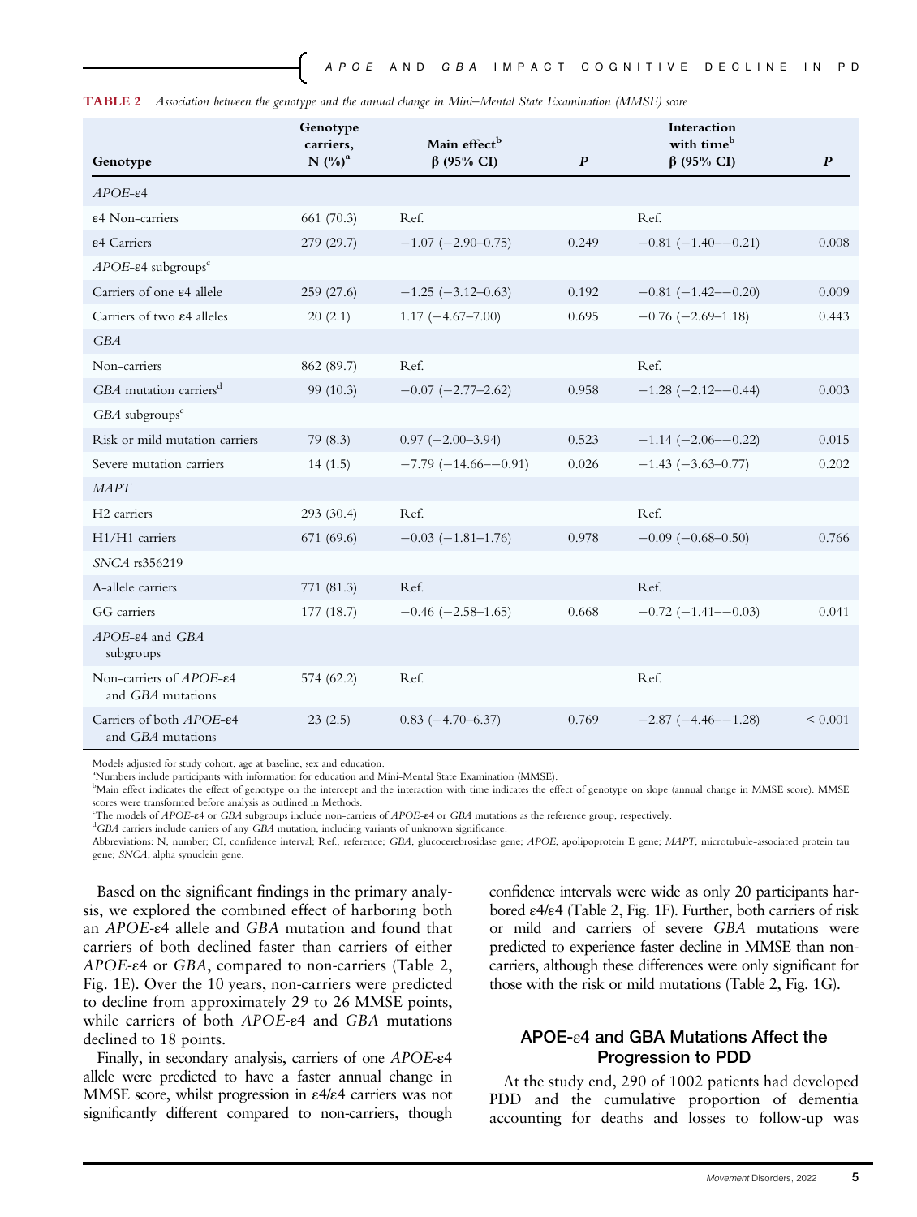**TABLE 2** *Association between the genotype and the annual change in Mini–Mental State Examination (MMSE) score*

| Genotype | Genotype carriers, N (%)[a] | Main effect[b] β (95% CI) | *P* | Interaction with time[b] β (95% CI) | *P* |
|---|---|---|---|---|---|
| *APOE*-ε4 | | | | | |
| ε4 Non-carriers | 661 (70.3) | Ref. | | Ref. | |
| ε4 Carriers | 279 (29.7) | −1.07 (−2.90–0.75) | 0.249 | −0.81 (−1.40–−0.21) | 0.008 |
| *APOE*-ε4 subgroups[c] | | | | | |
| Carriers of one ε4 allele | 259 (27.6) | −1.25 (−3.12–0.63) | 0.192 | −0.81 (−1.42–−0.20) | 0.009 |
| Carriers of two ε4 alleles | 20 (2.1) | 1.17 (−4.67–7.00) | 0.695 | −0.76 (−2.69–1.18) | 0.443 |
| *GBA* | | | | | |
| Non-carriers | 862 (89.7) | Ref. | | Ref. | |
| *GBA* mutation carriers[d] | 99 (10.3) | −0.07 (−2.77–2.62) | 0.958 | −1.28 (−2.12–−0.44) | 0.003 |
| *GBA* subgroups[c] | | | | | |
| Risk or mild mutation carriers | 79 (8.3) | 0.97 (−2.00–3.94) | 0.523 | −1.14 (−2.06–−0.22) | 0.015 |
| Severe mutation carriers | 14 (1.5) | −7.79 (−14.66–−0.91) | 0.026 | −1.43 (−3.63–0.77) | 0.202 |
| *MAPT* | | | | | |
| H2 carriers | 293 (30.4) | Ref. | | Ref. | |
| H1/H1 carriers | 671 (69.6) | −0.03 (−1.81–1.76) | 0.978 | −0.09 (−0.68–0.50) | 0.766 |
| *SNCA* rs356219 | | | | | |
| A-allele carriers | 771 (81.3) | Ref. | | Ref. | |
| GG carriers | 177 (18.7) | −0.46 (−2.58–1.65) | 0.668 | −0.72 (−1.41–−0.03) | 0.041 |
| *APOE*-ε4 and *GBA* subgroups | | | | | |
| Non-carriers of *APOE*-ε4 and *GBA* mutations | 574 (62.2) | Ref. | | Ref. | |
| Carriers of both *APOE*-ε4 and *GBA* mutations | 23 (2.5) | 0.83 (−4.70–6.37) | 0.769 | −2.87 (−4.46–−1.28) | < 0.001 |

Models adjusted for study cohort, age at baseline, sex and education.
[a]Numbers include participants with information for education and Mini-Mental State Examination (MMSE).
[b]Main effect indicates the effect of genotype on the intercept and the interaction with time indicates the effect of genotype on slope (annual change in MMSE score). MMSE scores were transformed before analysis as outlined in Methods.
[c]The models of *APOE*-ε4 or *GBA* subgroups include non-carriers of *APOE*-ε4 or *GBA* mutations as the reference group, respectively.
[d]*GBA* carriers include carriers of any *GBA* mutation, including variants of unknown significance.
Abbreviations: N, number; CI, confidence interval; Ref., reference; *GBA*, glucocerebrosidase gene; *APOE*, apolipoprotein E gene; *MAPT*, microtubule-associated protein tau gene; *SNCA*, alpha synuclein gene.

Based on the significant findings in the primary analysis, we explored the combined effect of harboring both an *APOE*-ε4 allele and *GBA* mutation and found that carriers of both declined faster than carriers of either *APOE*-ε4 or *GBA*, compared to non-carriers (Table 2, Fig. 1E). Over the 10 years, non-carriers were predicted to decline from approximately 29 to 26 MMSE points, while carriers of both *APOE*-ε4 and *GBA* mutations declined to 18 points.

Finally, in secondary analysis, carriers of one *APOE*-ε4 allele were predicted to have a faster annual change in MMSE score, whilst progression in ε4/ε4 carriers was not significantly different compared to non-carriers, though confidence intervals were wide as only 20 participants harbored ε4/ε4 (Table 2, Fig. 1F). Further, both carriers of risk or mild and carriers of severe *GBA* mutations were predicted to experience faster decline in MMSE than non-carriers, although these differences were only significant for those with the risk or mild mutations (Table 2, Fig. 1G).

## APOE-ε4 and GBA Mutations Affect the Progression to PDD

At the study end, 290 of 1002 patients had developed PDD and the cumulative proportion of dementia accounting for deaths and losses to follow-up was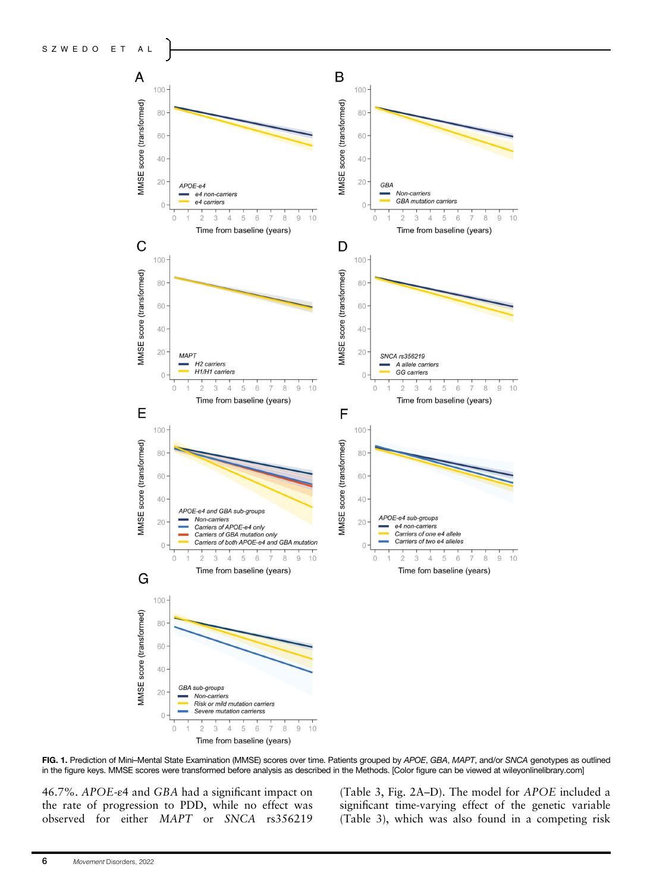FIG. 1. Prediction of Mini–Mental State Examination (MMSE) scores over time. Patients grouped by *APOE*, *GBA*, *MAPT*, and/or *SNCA* genotypes as outlined in the figure keys. MMSE scores were transformed before analysis as described in the Methods. [Color figure can be viewed at wileyonlinelibrary.com]

46.7%. *APOE*-ε4 and *GBA* had a significant impact on the rate of progression to PDD, while no effect was observed for either *MAPT* or *SNCA* rs356219 (Table 3, Fig. 2A–D). The model for *APOE* included a significant time-varying effect of the genetic variable (Table 3), which was also found in a competing risk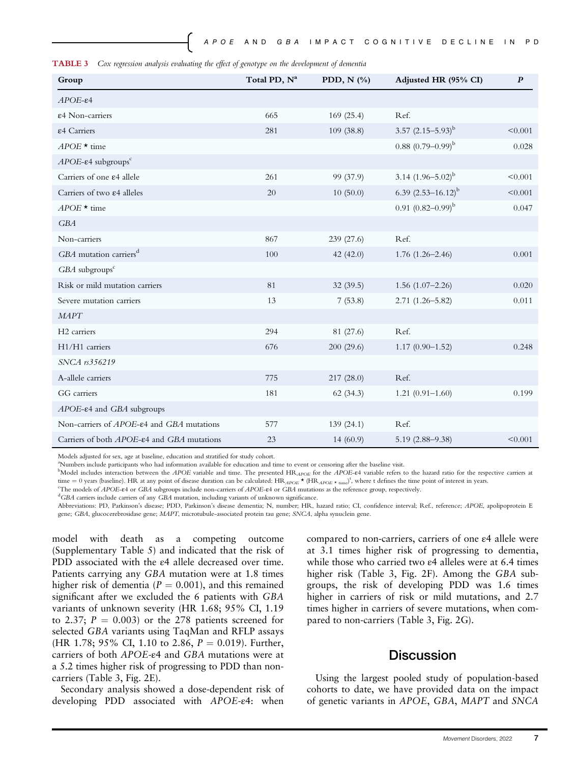**TABLE 3** *Cox regression analysis evaluating the effect of genotype on the development of dementia*

| Group | Total PD, N[a] | PDD, N (%) | Adjusted HR (95% CI) | P |
|---|---|---|---|---|
| *APOE*-ε4 | | | | |
| ε4 Non-carriers | 665 | 169 (25.4) | Ref. | |
| ε4 Carriers | 281 | 109 (38.8) | 3.57 (2.15–5.93)[b] | <0.001 |
| *APOE* * time | | | 0.88 (0.79–0.99)[b] | 0.028 |
| *APOE*-ε4 subgroups[c] | | | | |
| Carriers of one ε4 allele | 261 | 99 (37.9) | 3.14 (1.96–5.02)[b] | <0.001 |
| Carriers of two ε4 alleles | 20 | 10 (50.0) | 6.39 (2.53–16.12)[b] | <0.001 |
| *APOE* * time | | | 0.91 (0.82–0.99)[b] | 0.047 |
| *GBA* | | | | |
| Non-carriers | 867 | 239 (27.6) | Ref. | |
| *GBA* mutation carriers[d] | 100 | 42 (42.0) | 1.76 (1.26–2.46) | 0.001 |
| *GBA* subgroups[c] | | | | |
| Risk or mild mutation carriers | 81 | 32 (39.5) | 1.56 (1.07–2.26) | 0.020 |
| Severe mutation carriers | 13 | 7 (53.8) | 2.71 (1.26–5.82) | 0.011 |
| *MAPT* | | | | |
| H2 carriers | 294 | 81 (27.6) | Ref. | |
| H1/H1 carriers | 676 | 200 (29.6) | 1.17 (0.90–1.52) | 0.248 |
| *SNCA rs356219* | | | | |
| A-allele carriers | 775 | 217 (28.0) | Ref. | |
| GG carriers | 181 | 62 (34.3) | 1.21 (0.91–1.60) | 0.199 |
| *APOE*-ε4 and *GBA* subgroups | | | | |
| Non-carriers of *APOE*-ε4 and *GBA* mutations | 577 | 139 (24.1) | Ref. | |
| Carriers of both *APOE*-ε4 and *GBA* mutations | 23 | 14 (60.9) | 5.19 (2.88–9.38) | <0.001 |

Models adjusted for sex, age at baseline, education and stratified for study cohort.

[a]Numbers include participants who had information available for education and time to event or censoring after the baseline visit.

[b]Model includes interaction between the *APOE* variable and time. The presented $HR_{APOE}$ for the *APOE*-ε4 variable refers to the hazard ratio for the respective carriers at time = 0 years (baseline). HR at any point of disease duration can be calculated: $HR_{APOE} * (HR_{APOE * time})^t$, where t defines the time point of interest in years.

[c]The models of *APOE*-ε4 or *GBA* subgroups include non-carriers of *APOE*-ε4 or *GBA* mutations as the reference group, respectively.

[d]*GBA* carriers include carriers of any *GBA* mutation, including variants of unknown significance.

Abbreviations: PD, Parkinson's disease; PDD, Parkinson's disease dementia; N, number; HR, hazard ratio; CI, confidence interval; Ref., reference; *APOE*, apolipoprotein E gene; *GBA*, glucocerebrosidase gene; *MAPT*, microtubule-associated protein tau gene; *SNCA*, alpha synuclein gene.

model with death as a competing outcome (Supplementary Table 5) and indicated that the risk of PDD associated with the ε4 allele decreased over time. Patients carrying any *GBA* mutation were at 1.8 times higher risk of dementia ($P = 0.001$), and this remained significant after we excluded the 6 patients with *GBA* variants of unknown severity (HR 1.68; 95% CI, 1.19 to 2.37; $P = 0.003$) or the 278 patients screened for selected *GBA* variants using TaqMan and RFLP assays (HR 1.78; 95% CI, 1.10 to 2.86, $P = 0.019$). Further, carriers of both *APOE*-ε4 and *GBA* mutations were at a 5.2 times higher risk of progressing to PDD than non-carriers (Table 3, Fig. 2E).

Secondary analysis showed a dose-dependent risk of developing PDD associated with *APOE*-ε4: when compared to non-carriers, carriers of one ε4 allele were at 3.1 times higher risk of progressing to dementia, while those who carried two ε4 alleles were at 6.4 times higher risk (Table 3, Fig. 2F). Among the *GBA* subgroups, the risk of developing PDD was 1.6 times higher in carriers of risk or mild mutations, and 2.7 times higher in carriers of severe mutations, when compared to non-carriers (Table 3, Fig. 2G).

## Discussion

Using the largest pooled study of population-based cohorts to date, we have provided data on the impact of genetic variants in *APOE*, *GBA*, *MAPT* and *SNCA*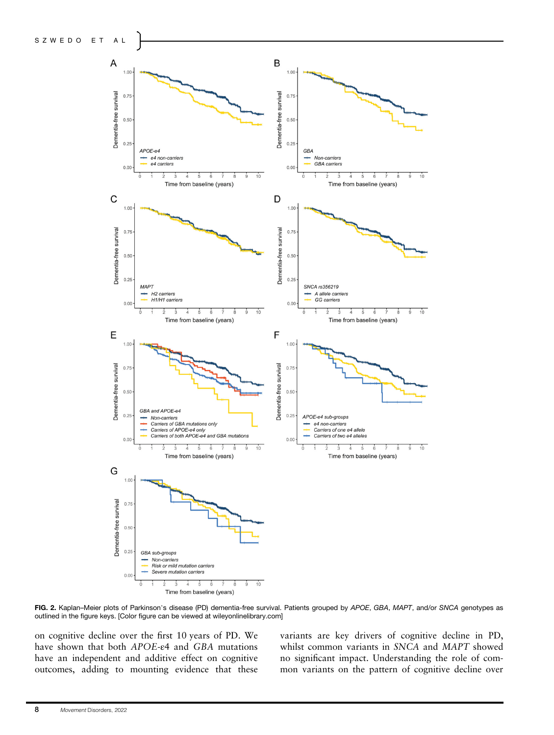**FIG. 2.** Kaplan–Meier plots of Parkinson's disease (PD) dementia-free survival. Patients grouped by *APOE*, *GBA*, *MAPT*, and/or *SNCA* genotypes as outlined in the figure keys. [Color figure can be viewed at wileyonlinelibrary.com]

on cognitive decline over the first 10 years of PD. We have shown that both *APOE*-ε4 and *GBA* mutations have an independent and additive effect on cognitive outcomes, adding to mounting evidence that these variants are key drivers of cognitive decline in PD, whilst common variants in *SNCA* and *MAPT* showed no significant impact. Understanding the role of common variants on the pattern of cognitive decline over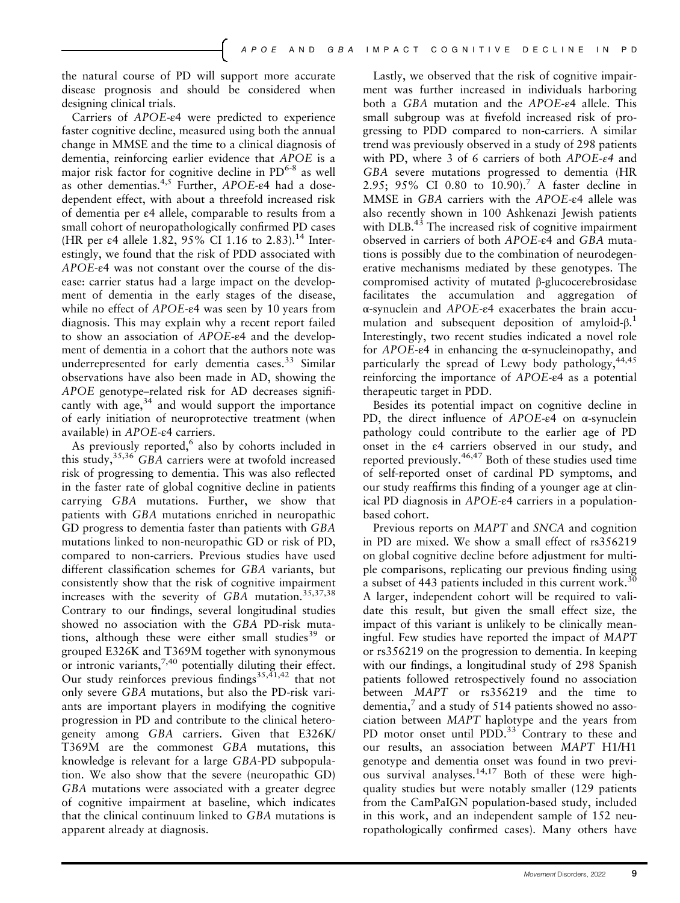the natural course of PD will support more accurate disease prognosis and should be considered when designing clinical trials.

Carriers of *APOE*-ε4 were predicted to experience faster cognitive decline, measured using both the annual change in MMSE and the time to a clinical diagnosis of dementia, reinforcing earlier evidence that *APOE* is a major risk factor for cognitive decline in PD[6-8] as well as other dementias.[4,5] Further, *APOE*-ε4 had a dose-dependent effect, with about a threefold increased risk of dementia per ε4 allele, comparable to results from a small cohort of neuropathologically confirmed PD cases (HR per ε4 allele 1.82, 95% CI 1.16 to 2.83).[14] Interestingly, we found that the risk of PDD associated with *APOE*-ε4 was not constant over the course of the disease: carrier status had a large impact on the development of dementia in the early stages of the disease, while no effect of *APOE*-ε4 was seen by 10 years from diagnosis. This may explain why a recent report failed to show an association of *APOE*-ε4 and the development of dementia in a cohort that the authors note was underrepresented for early dementia cases.[33] Similar observations have also been made in AD, showing the *APOE* genotype–related risk for AD decreases significantly with age,[34] and would support the importance of early initiation of neuroprotective treatment (when available) in *APOE*-ε4 carriers.

As previously reported,[6] also by cohorts included in this study,[35,36] *GBA* carriers were at twofold increased risk of progressing to dementia. This was also reflected in the faster rate of global cognitive decline in patients carrying *GBA* mutations. Further, we show that patients with *GBA* mutations enriched in neuropathic GD progress to dementia faster than patients with *GBA* mutations linked to non-neuropathic GD or risk of PD, compared to non-carriers. Previous studies have used different classification schemes for *GBA* variants, but consistently show that the risk of cognitive impairment increases with the severity of *GBA* mutation.[35,37,38] Contrary to our findings, several longitudinal studies showed no association with the *GBA* PD-risk mutations, although these were either small studies[39] or grouped E326K and T369M together with synonymous or intronic variants,[7,40] potentially diluting their effect. Our study reinforces previous findings[35,41,42] that not only severe *GBA* mutations, but also the PD-risk variants are important players in modifying the cognitive progression in PD and contribute to the clinical heterogeneity among *GBA* carriers. Given that E326K/T369M are the commonest *GBA* mutations, this knowledge is relevant for a large *GBA*-PD subpopulation. We also show that the severe (neuropathic GD) *GBA* mutations were associated with a greater degree of cognitive impairment at baseline, which indicates that the clinical continuum linked to *GBA* mutations is apparent already at diagnosis.

Lastly, we observed that the risk of cognitive impairment was further increased in individuals harboring both a *GBA* mutation and the *APOE*-ε4 allele. This small subgroup was at fivefold increased risk of progressing to PDD compared to non-carriers. A similar trend was previously observed in a study of 298 patients with PD, where 3 of 6 carriers of both *APOE-ε4* and *GBA* severe mutations progressed to dementia (HR 2.95; 95% CI 0.80 to 10.90).[7] A faster decline in MMSE in *GBA* carriers with the *APOE*-ε4 allele was also recently shown in 100 Ashkenazi Jewish patients with DLB.[43] The increased risk of cognitive impairment observed in carriers of both *APOE*-ε4 and *GBA* mutations is possibly due to the combination of neurodegenerative mechanisms mediated by these genotypes. The compromised activity of mutated β-glucocerebrosidase facilitates the accumulation and aggregation of α-synuclein and *APOE*-ε4 exacerbates the brain accumulation and subsequent deposition of amyloid-β.[1] Interestingly, two recent studies indicated a novel role for *APOE*-ε4 in enhancing the α-synucleinopathy, and particularly the spread of Lewy body pathology,[44,45] reinforcing the importance of *APOE*-ε4 as a potential therapeutic target in PDD.

Besides its potential impact on cognitive decline in PD, the direct influence of *APOE*-ε4 on α-synuclein pathology could contribute to the earlier age of PD onset in the ε4 carriers observed in our study, and reported previously.[46,47] Both of these studies used time of self-reported onset of cardinal PD symptoms, and our study reaffirms this finding of a younger age at clinical PD diagnosis in *APOE*-ε4 carriers in a population-based cohort.

Previous reports on *MAPT* and *SNCA* and cognition in PD are mixed. We show a small effect of rs356219 on global cognitive decline before adjustment for multiple comparisons, replicating our previous finding using a subset of 443 patients included in this current work.[30] A larger, independent cohort will be required to validate this result, but given the small effect size, the impact of this variant is unlikely to be clinically meaningful. Few studies have reported the impact of *MAPT* or rs356219 on the progression to dementia. In keeping with our findings, a longitudinal study of 298 Spanish patients followed retrospectively found no association between *MAPT* or rs356219 and the time to dementia,[7] and a study of 514 patients showed no association between *MAPT* haplotype and the years from PD motor onset until PDD.[33] Contrary to these and our results, an association between *MAPT* H1/H1 genotype and dementia onset was found in two previous survival analyses.[14,17] Both of these were high-quality studies but were notably smaller (129 patients from the CamPaIGN population-based study, included in this work, and an independent sample of 152 neuropathologically confirmed cases). Many others have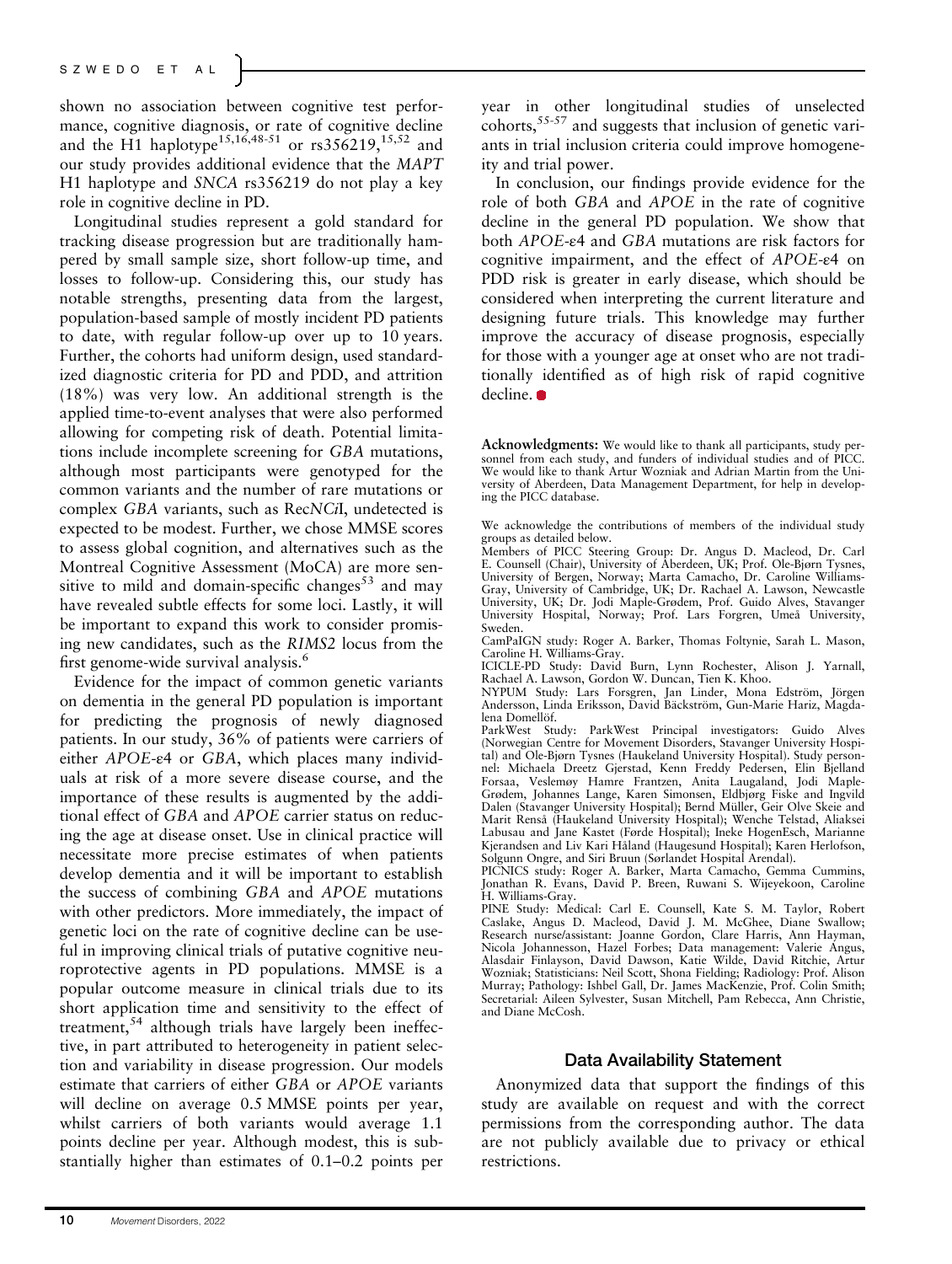shown no association between cognitive test performance, cognitive diagnosis, or rate of cognitive decline and the H1 haplotype[15,16,48-51] or rs356219,[15,52] and our study provides additional evidence that the *MAPT* H1 haplotype and *SNCA* rs356219 do not play a key role in cognitive decline in PD.

Longitudinal studies represent a gold standard for tracking disease progression but are traditionally hampered by small sample size, short follow-up time, and losses to follow-up. Considering this, our study has notable strengths, presenting data from the largest, population-based sample of mostly incident PD patients to date, with regular follow-up over up to 10 years. Further, the cohorts had uniform design, used standardized diagnostic criteria for PD and PDD, and attrition (18%) was very low. An additional strength is the applied time-to-event analyses that were also performed allowing for competing risk of death. Potential limitations include incomplete screening for *GBA* mutations, although most participants were genotyped for the common variants and the number of rare mutations or complex *GBA* variants, such as Rec*NCi*I, undetected is expected to be modest. Further, we chose MMSE scores to assess global cognition, and alternatives such as the Montreal Cognitive Assessment (MoCA) are more sensitive to mild and domain-specific changes[53] and may have revealed subtle effects for some loci. Lastly, it will be important to expand this work to consider promising new candidates, such as the *RIMS2* locus from the first genome-wide survival analysis.[6]

Evidence for the impact of common genetic variants on dementia in the general PD population is important for predicting the prognosis of newly diagnosed patients. In our study, 36% of patients were carriers of either *APOE*-ε4 or *GBA*, which places many individuals at risk of a more severe disease course, and the importance of these results is augmented by the additional effect of *GBA* and *APOE* carrier status on reducing the age at disease onset. Use in clinical practice will necessitate more precise estimates of when patients develop dementia and it will be important to establish the success of combining *GBA* and *APOE* mutations with other predictors. More immediately, the impact of genetic loci on the rate of cognitive decline can be useful in improving clinical trials of putative cognitive neuroprotective agents in PD populations. MMSE is a popular outcome measure in clinical trials due to its short application time and sensitivity to the effect of treatment,[54] although trials have largely been ineffective, in part attributed to heterogeneity in patient selection and variability in disease progression. Our models estimate that carriers of either *GBA* or *APOE* variants will decline on average 0.5 MMSE points per year, whilst carriers of both variants would average 1.1 points decline per year. Although modest, this is substantially higher than estimates of 0.1–0.2 points per year in other longitudinal studies of unselected cohorts,[55-57] and suggests that inclusion of genetic variants in trial inclusion criteria could improve homogeneity and trial power.

In conclusion, our findings provide evidence for the role of both *GBA* and *APOE* in the rate of cognitive decline in the general PD population. We show that both *APOE*-ε4 and *GBA* mutations are risk factors for cognitive impairment, and the effect of *APOE*-ε4 on PDD risk is greater in early disease, which should be considered when interpreting the current literature and designing future trials. This knowledge may further improve the accuracy of disease prognosis, especially for those with a younger age at onset who are not traditionally identified as of high risk of rapid cognitive decline.

**Acknowledgments:** We would like to thank all participants, study personnel from each study, and funders of individual studies and of PICC. We would like to thank Artur Wozniak and Adrian Martin from the University of Aberdeen, Data Management Department, for help in developing the PICC database.

We acknowledge the contributions of members of the individual study groups as detailed below.

Members of PICC Steering Group: Dr. Angus D. Macleod, Dr. Carl E. Counsell (Chair), University of Aberdeen, UK; Prof. Ole-Bjørn Tysnes, University of Bergen, Norway; Marta Camacho, Dr. Caroline Williams-Gray, University of Cambridge, UK; Dr. Rachael A. Lawson, Newcastle University, UK; Dr. Jodi Maple-Grødem, Prof. Guido Alves, Stavanger University Hospital, Norway; Prof. Lars Forgren, Umeå University, Sweden.

CamPaIGN study: Roger A. Barker, Thomas Foltynie, Sarah L. Mason, Caroline H. Williams-Gray.

ICICLE-PD Study: David Burn, Lynn Rochester, Alison J. Yarnall, Rachael A. Lawson, Gordon W. Duncan, Tien K. Khoo.

NYPUM Study: Lars Forsgren, Jan Linder, Mona Edström, Jörgen Andersson, Linda Eriksson, David Bäckström, Gun-Marie Hariz, Magdalena Domellöf.

ParkWest Study: ParkWest Principal investigators: Guido Alves (Norwegian Centre for Movement Disorders, Stavanger University Hospital) and Ole-Bjørn Tysnes (Haukeland University Hospital). Study personnel: Michaela Dreetz Gjerstad, Kenn Freddy Pedersen, Elin Bjelland Forsaa, Veslemøy Hamre Frantzen, Anita Laugaland, Jodi Maple-Grødem, Johannes Lange, Karen Simonsen, Eldbjørg Fiske and Ingvild Dalen (Stavanger University Hospital); Bernd Müller, Geir Olve Skeie and Marit Renså (Haukeland University Hospital); Wenche Telstad, Aliaksei Labusau and Jane Kastet (Førde Hospital); Ineke HogenEsch, Marianne Kjerandsen and Liv Kari Håland (Haugesund Hospital); Karen Herlofson, Solgunn Ongre, and Siri Bruun (Sørlandet Hospital Arendal).

PICNICS study: Roger A. Barker, Marta Camacho, Gemma Cummins, Jonathan R. Evans, David P. Breen, Ruwani S. Wijeyekoon, Caroline H. Williams-Gray.

PINE Study: Medical: Carl E. Counsell, Kate S. M. Taylor, Robert Caslake, Angus D. Macleod, David J. M. McGhee, Diane Swallow; Research nurse/assistant: Joanne Gordon, Clare Harris, Ann Hayman, Nicola Johannesson, Hazel Forbes; Data management: Valerie Angus, Alasdair Finlayson, David Dawson, Katie Wilde, David Ritchie, Artur Wozniak; Statisticians: Neil Scott, Shona Fielding; Radiology: Prof. Alison Murray; Pathology: Ishbel Gall, Dr. James MacKenzie, Prof. Colin Smith; Secretarial: Aileen Sylvester, Susan Mitchell, Pam Rebecca, Ann Christie, and Diane McCosh.

## Data Availability Statement

Anonymized data that support the findings of this study are available on request and with the correct permissions from the corresponding author. The data are not publicly available due to privacy or ethical restrictions.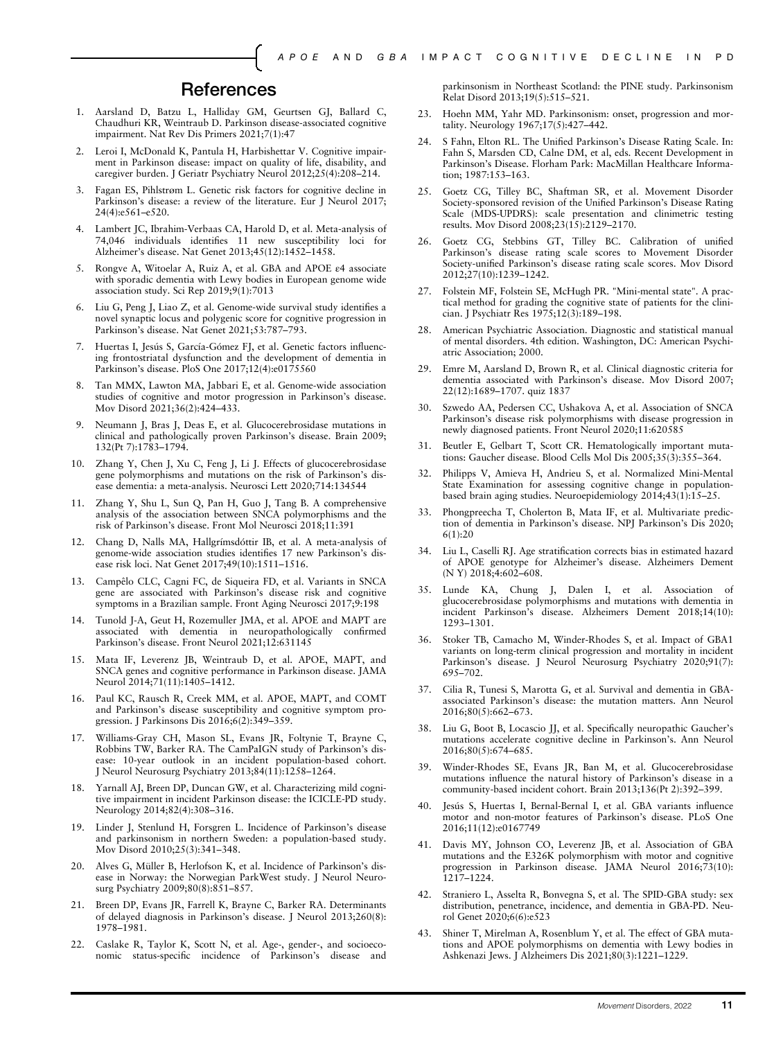## References

1. Aarsland D, Batzu L, Halliday GM, Geurtsen GJ, Ballard C, Chaudhuri KR, Weintraub D. Parkinson disease-associated cognitive impairment. Nat Rev Dis Primers 2021;7(1):47
2. Leroi I, McDonald K, Pantula H, Harbishettar V. Cognitive impairment in Parkinson disease: impact on quality of life, disability, and caregiver burden. J Geriatr Psychiatry Neurol 2012;25(4):208–214.
3. Fagan ES, Pihlstrøm L. Genetic risk factors for cognitive decline in Parkinson's disease: a review of the literature. Eur J Neurol 2017; 24(4):e561–e520.
4. Lambert JC, Ibrahim-Verbaas CA, Harold D, et al. Meta-analysis of 74,046 individuals identifies 11 new susceptibility loci for Alzheimer's disease. Nat Genet 2013;45(12):1452–1458.
5. Rongve A, Witoelar A, Ruiz A, et al. GBA and APOE ε4 associate with sporadic dementia with Lewy bodies in European genome wide association study. Sci Rep 2019;9(1):7013
6. Liu G, Peng J, Liao Z, et al. Genome-wide survival study identifies a novel synaptic locus and polygenic score for cognitive progression in Parkinson's disease. Nat Genet 2021;53:787–793.
7. Huertas I, Jesús S, García-Gómez FJ, et al. Genetic factors influencing frontostriatal dysfunction and the development of dementia in Parkinson's disease. PloS One 2017;12(4):e0175560
8. Tan MMX, Lawton MA, Jabbari E, et al. Genome-wide association studies of cognitive and motor progression in Parkinson's disease. Mov Disord 2021;36(2):424–433.
9. Neumann J, Bras J, Deas E, et al. Glucocerebrosidase mutations in clinical and pathologically proven Parkinson's disease. Brain 2009; 132(Pt 7):1783–1794.
10. Zhang Y, Chen J, Xu C, Feng J, Li J. Effects of glucocerebrosidase gene polymorphisms and mutations on the risk of Parkinson's disease dementia: a meta-analysis. Neurosci Lett 2020;714:134544
11. Zhang Y, Shu L, Sun Q, Pan H, Guo J, Tang B. A comprehensive analysis of the association between SNCA polymorphisms and the risk of Parkinson's disease. Front Mol Neurosci 2018;11:391
12. Chang D, Nalls MA, Hallgrímsdóttir IB, et al. A meta-analysis of genome-wide association studies identifies 17 new Parkinson's disease risk loci. Nat Genet 2017;49(10):1511–1516.
13. Campêlo CLC, Cagni FC, de Siqueira FD, et al. Variants in SNCA gene are associated with Parkinson's disease risk and cognitive symptoms in a Brazilian sample. Front Aging Neurosci 2017;9:198
14. Tunold J-A, Geut H, Rozemuller JMA, et al. APOE and MAPT are associated with dementia in neuropathologically confirmed Parkinson's disease. Front Neurol 2021;12:631145
15. Mata IF, Leverenz JB, Weintraub D, et al. APOE, MAPT, and SNCA genes and cognitive performance in Parkinson disease. JAMA Neurol 2014;71(11):1405–1412.
16. Paul KC, Rausch R, Creek MM, et al. APOE, MAPT, and COMT and Parkinson's disease susceptibility and cognitive symptom progression. J Parkinsons Dis 2016;6(2):349–359.
17. Williams-Gray CH, Mason SL, Evans JR, Foltynie T, Brayne C, Robbins TW, Barker RA. The CamPaIGN study of Parkinson's disease: 10-year outlook in an incident population-based cohort. J Neurol Neurosurg Psychiatry 2013;84(11):1258–1264.
18. Yarnall AJ, Breen DP, Duncan GW, et al. Characterizing mild cognitive impairment in incident Parkinson disease: the ICICLE-PD study. Neurology 2014;82(4):308–316.
19. Linder J, Stenlund H, Forsgren L. Incidence of Parkinson's disease and parkinsonism in northern Sweden: a population-based study. Mov Disord 2010;25(3):341–348.
20. Alves G, Müller B, Herlofson K, et al. Incidence of Parkinson's disease in Norway: the Norwegian ParkWest study. J Neurol Neurosurg Psychiatry 2009;80(8):851–857.
21. Breen DP, Evans JR, Farrell K, Brayne C, Barker RA. Determinants of delayed diagnosis in Parkinson's disease. J Neurol 2013;260(8): 1978–1981.
22. Caslake R, Taylor K, Scott N, et al. Age-, gender-, and socioeconomic status-specific incidence of Parkinson's disease and parkinsonism in Northeast Scotland: the PINE study. Parkinsonism Relat Disord 2013;19(5):515–521.
23. Hoehn MM, Yahr MD. Parkinsonism: onset, progression and mortality. Neurology 1967;17(5):427–442.
24. S Fahn, Elton RL. The Unified Parkinson's Disease Rating Scale. In: Fahn S, Marsden CD, Calne DM, et al, eds. Recent Development in Parkinson's Disease. Florham Park: MacMillan Healthcare Information; 1987:153–163.
25. Goetz CG, Tilley BC, Shaftman SR, et al. Movement Disorder Society-sponsored revision of the Unified Parkinson's Disease Rating Scale (MDS-UPDRS): scale presentation and clinimetric testing results. Mov Disord 2008;23(15):2129–2170.
26. Goetz CG, Stebbins GT, Tilley BC. Calibration of unified Parkinson's disease rating scale scores to Movement Disorder Society-unified Parkinson's disease rating scale scores. Mov Disord 2012;27(10):1239–1242.
27. Folstein MF, Folstein SE, McHugh PR. "Mini-mental state". A practical method for grading the cognitive state of patients for the clinician. J Psychiatr Res 1975;12(3):189–198.
28. American Psychiatric Association. Diagnostic and statistical manual of mental disorders. 4th edition. Washington, DC: American Psychiatric Association; 2000.
29. Emre M, Aarsland D, Brown R, et al. Clinical diagnostic criteria for dementia associated with Parkinson's disease. Mov Disord 2007; 22(12):1689–1707. quiz 1837
30. Szwedo AA, Pedersen CC, Ushakova A, et al. Association of SNCA Parkinson's disease risk polymorphisms with disease progression in newly diagnosed patients. Front Neurol 2020;11:620585
31. Beutler E, Gelbart T, Scott CR. Hematologically important mutations: Gaucher disease. Blood Cells Mol Dis 2005;35(3):355–364.
32. Philipps V, Amieva H, Andrieu S, et al. Normalized Mini-Mental State Examination for assessing cognitive change in population-based brain aging studies. Neuroepidemiology 2014;43(1):15–25.
33. Phongpreecha T, Cholerton B, Mata IF, et al. Multivariate prediction of dementia in Parkinson's disease. NPJ Parkinson's Dis 2020; 6(1):20
34. Liu L, Caselli RJ. Age stratification corrects bias in estimated hazard of APOE genotype for Alzheimer's disease. Alzheimers Dement (N Y) 2018;4:602–608.
35. Lunde KA, Chung J, Dalen I, et al. Association of glucocerebrosidase polymorphisms and mutations with dementia in incident Parkinson's disease. Alzheimers Dement 2018;14(10): 1293–1301.
36. Stoker TB, Camacho M, Winder-Rhodes S, et al. Impact of GBA1 variants on long-term clinical progression and mortality in incident Parkinson's disease. J Neurol Neurosurg Psychiatry 2020;91(7): 695–702.
37. Cilia R, Tunesi S, Marotta G, et al. Survival and dementia in GBA-associated Parkinson's disease: the mutation matters. Ann Neurol 2016;80(5):662–673.
38. Liu G, Boot B, Locascio JJ, et al. Specifically neuropathic Gaucher's mutations accelerate cognitive decline in Parkinson's. Ann Neurol 2016;80(5):674–685.
39. Winder-Rhodes SE, Evans JR, Ban M, et al. Glucocerebrosidase mutations influence the natural history of Parkinson's disease in a community-based incident cohort. Brain 2013;136(Pt 2):392–399.
40. Jesús S, Huertas I, Bernal-Bernal I, et al. GBA variants influence motor and non-motor features of Parkinson's disease. PLoS One 2016;11(12):e0167749
41. Davis MY, Johnson CO, Leverenz JB, et al. Association of GBA mutations and the E326K polymorphism with motor and cognitive progression in Parkinson disease. JAMA Neurol 2016;73(10): 1217–1224.
42. Straniero L, Asselta R, Bonvegna S, et al. The SPID-GBA study: sex distribution, penetrance, incidence, and dementia in GBA-PD. Neurol Genet 2020;6(6):e523
43. Shiner T, Mirelman A, Rosenblum Y, et al. The effect of GBA mutations and APOE polymorphisms on dementia with Lewy bodies in Ashkenazi Jews. J Alzheimers Dis 2021;80(3):1221–1229.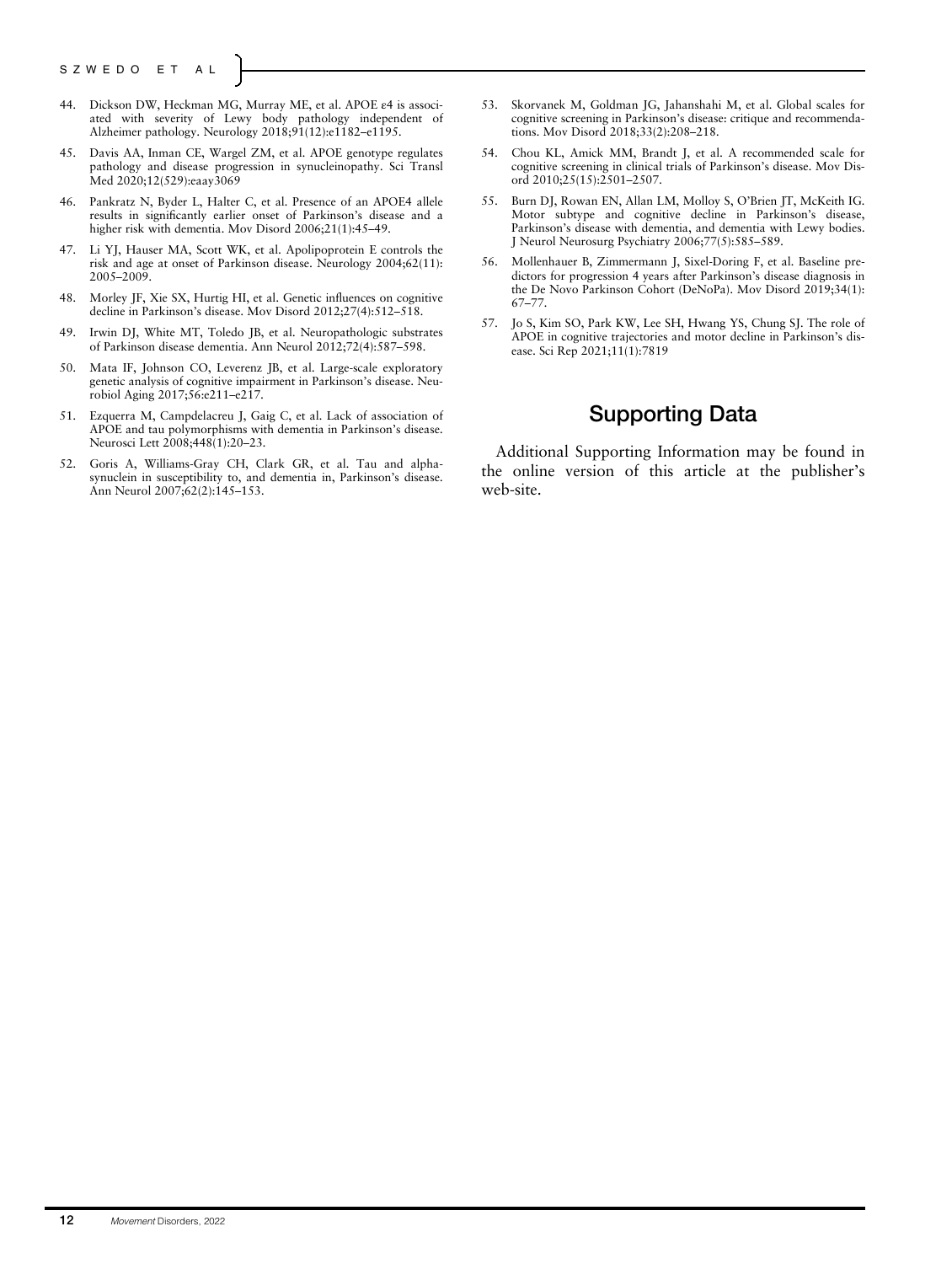44. Dickson DW, Heckman MG, Murray ME, et al. APOE ε4 is associated with severity of Lewy body pathology independent of Alzheimer pathology. Neurology 2018;91(12):e1182–e1195.
45. Davis AA, Inman CE, Wargel ZM, et al. APOE genotype regulates pathology and disease progression in synucleinopathy. Sci Transl Med 2020;12(529):eaay3069
46. Pankratz N, Byder L, Halter C, et al. Presence of an APOE4 allele results in significantly earlier onset of Parkinson's disease and a higher risk with dementia. Mov Disord 2006;21(1):45–49.
47. Li YJ, Hauser MA, Scott WK, et al. Apolipoprotein E controls the risk and age at onset of Parkinson disease. Neurology 2004;62(11): 2005–2009.
48. Morley JF, Xie SX, Hurtig HI, et al. Genetic influences on cognitive decline in Parkinson's disease. Mov Disord 2012;27(4):512–518.
49. Irwin DJ, White MT, Toledo JB, et al. Neuropathologic substrates of Parkinson disease dementia. Ann Neurol 2012;72(4):587–598.
50. Mata IF, Johnson CO, Leverenz JB, et al. Large-scale exploratory genetic analysis of cognitive impairment in Parkinson's disease. Neurobiol Aging 2017;56:e211–e217.
51. Ezquerra M, Campdelacreu J, Gaig C, et al. Lack of association of APOE and tau polymorphisms with dementia in Parkinson's disease. Neurosci Lett 2008;448(1):20–23.
52. Goris A, Williams-Gray CH, Clark GR, et al. Tau and alpha-synuclein in susceptibility to, and dementia in, Parkinson's disease. Ann Neurol 2007;62(2):145–153.
53. Skorvanek M, Goldman JG, Jahanshahi M, et al. Global scales for cognitive screening in Parkinson's disease: critique and recommendations. Mov Disord 2018;33(2):208–218.
54. Chou KL, Amick MM, Brandt J, et al. A recommended scale for cognitive screening in clinical trials of Parkinson's disease. Mov Disord 2010;25(15):2501–2507.
55. Burn DJ, Rowan EN, Allan LM, Molloy S, O'Brien JT, McKeith IG. Motor subtype and cognitive decline in Parkinson's disease, Parkinson's disease with dementia, and dementia with Lewy bodies. J Neurol Neurosurg Psychiatry 2006;77(5):585–589.
56. Mollenhauer B, Zimmermann J, Sixel-Doring F, et al. Baseline predictors for progression 4 years after Parkinson's disease diagnosis in the De Novo Parkinson Cohort (DeNoPa). Mov Disord 2019;34(1): 67–77.
57. Jo S, Kim SO, Park KW, Lee SH, Hwang YS, Chung SJ. The role of APOE in cognitive trajectories and motor decline in Parkinson's disease. Sci Rep 2021;11(1):7819

## Supporting Data

Additional Supporting Information may be found in the online version of this article at the publisher's web-site.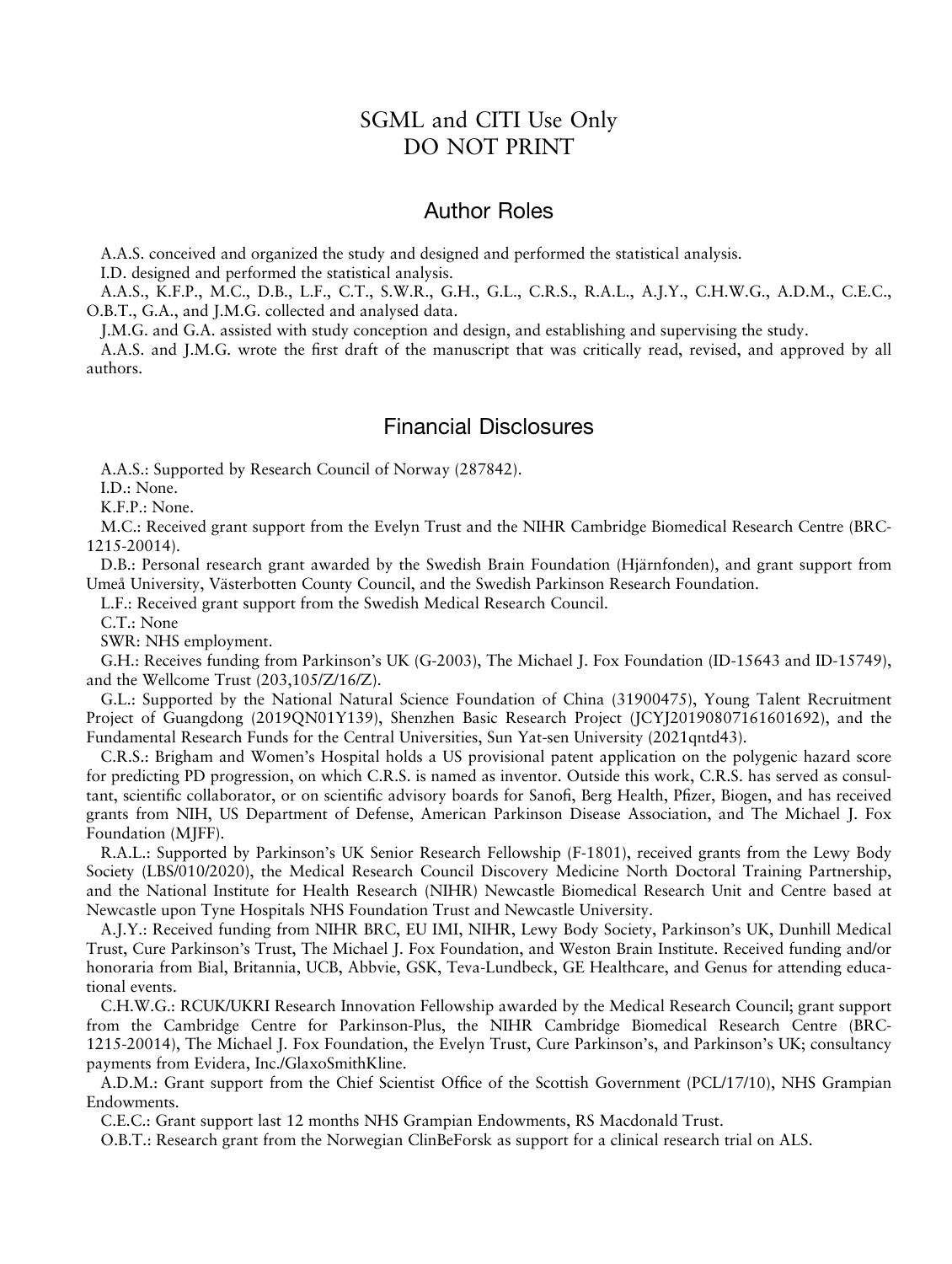# SGML and CITI Use Only
# DO NOT PRINT

## Author Roles

A.A.S. conceived and organized the study and designed and performed the statistical analysis.

I.D. designed and performed the statistical analysis.

A.A.S., K.F.P., M.C., D.B., L.F., C.T., S.W.R., G.H., G.L., C.R.S., R.A.L., A.J.Y., C.H.W.G., A.D.M., C.E.C., O.B.T., G.A., and J.M.G. collected and analysed data.

J.M.G. and G.A. assisted with study conception and design, and establishing and supervising the study.

A.A.S. and J.M.G. wrote the first draft of the manuscript that was critically read, revised, and approved by all authors.

## Financial Disclosures

A.A.S.: Supported by Research Council of Norway (287842).

I.D.: None.

K.F.P.: None.

M.C.: Received grant support from the Evelyn Trust and the NIHR Cambridge Biomedical Research Centre (BRC-1215-20014).

D.B.: Personal research grant awarded by the Swedish Brain Foundation (Hjärnfonden), and grant support from Umeå University, Västerbotten County Council, and the Swedish Parkinson Research Foundation.

L.F.: Received grant support from the Swedish Medical Research Council.

C.T.: None

SWR: NHS employment.

G.H.: Receives funding from Parkinson's UK (G-2003), The Michael J. Fox Foundation (ID-15643 and ID-15749), and the Wellcome Trust (203,105/Z/16/Z).

G.L.: Supported by the National Natural Science Foundation of China (31900475), Young Talent Recruitment Project of Guangdong (2019QN01Y139), Shenzhen Basic Research Project (JCYJ20190807161601692), and the Fundamental Research Funds for the Central Universities, Sun Yat-sen University (2021qntd43).

C.R.S.: Brigham and Women's Hospital holds a US provisional patent application on the polygenic hazard score for predicting PD progression, on which C.R.S. is named as inventor. Outside this work, C.R.S. has served as consultant, scientific collaborator, or on scientific advisory boards for Sanofi, Berg Health, Pfizer, Biogen, and has received grants from NIH, US Department of Defense, American Parkinson Disease Association, and The Michael J. Fox Foundation (MJFF).

R.A.L.: Supported by Parkinson's UK Senior Research Fellowship (F-1801), received grants from the Lewy Body Society (LBS/010/2020), the Medical Research Council Discovery Medicine North Doctoral Training Partnership, and the National Institute for Health Research (NIHR) Newcastle Biomedical Research Unit and Centre based at Newcastle upon Tyne Hospitals NHS Foundation Trust and Newcastle University.

A.J.Y.: Received funding from NIHR BRC, EU IMI, NIHR, Lewy Body Society, Parkinson's UK, Dunhill Medical Trust, Cure Parkinson's Trust, The Michael J. Fox Foundation, and Weston Brain Institute. Received funding and/or honoraria from Bial, Britannia, UCB, Abbvie, GSK, Teva-Lundbeck, GE Healthcare, and Genus for attending educational events.

C.H.W.G.: RCUK/UKRI Research Innovation Fellowship awarded by the Medical Research Council; grant support from the Cambridge Centre for Parkinson-Plus, the NIHR Cambridge Biomedical Research Centre (BRC-1215-20014), The Michael J. Fox Foundation, the Evelyn Trust, Cure Parkinson's, and Parkinson's UK; consultancy payments from Evidera, Inc./GlaxoSmithKline.

A.D.M.: Grant support from the Chief Scientist Office of the Scottish Government (PCL/17/10), NHS Grampian Endowments.

C.E.C.: Grant support last 12 months NHS Grampian Endowments, RS Macdonald Trust.

O.B.T.: Research grant from the Norwegian ClinBeForsk as support for a clinical research trial on ALS.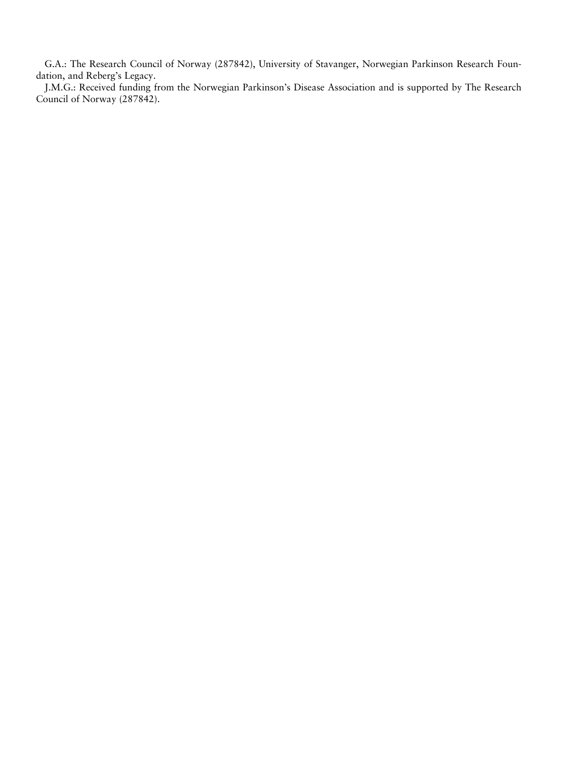G.A.: The Research Council of Norway (287842), University of Stavanger, Norwegian Parkinson Research Foundation, and Reberg's Legacy.

J.M.G.: Received funding from the Norwegian Parkinson's Disease Association and is supported by The Research Council of Norway (287842).